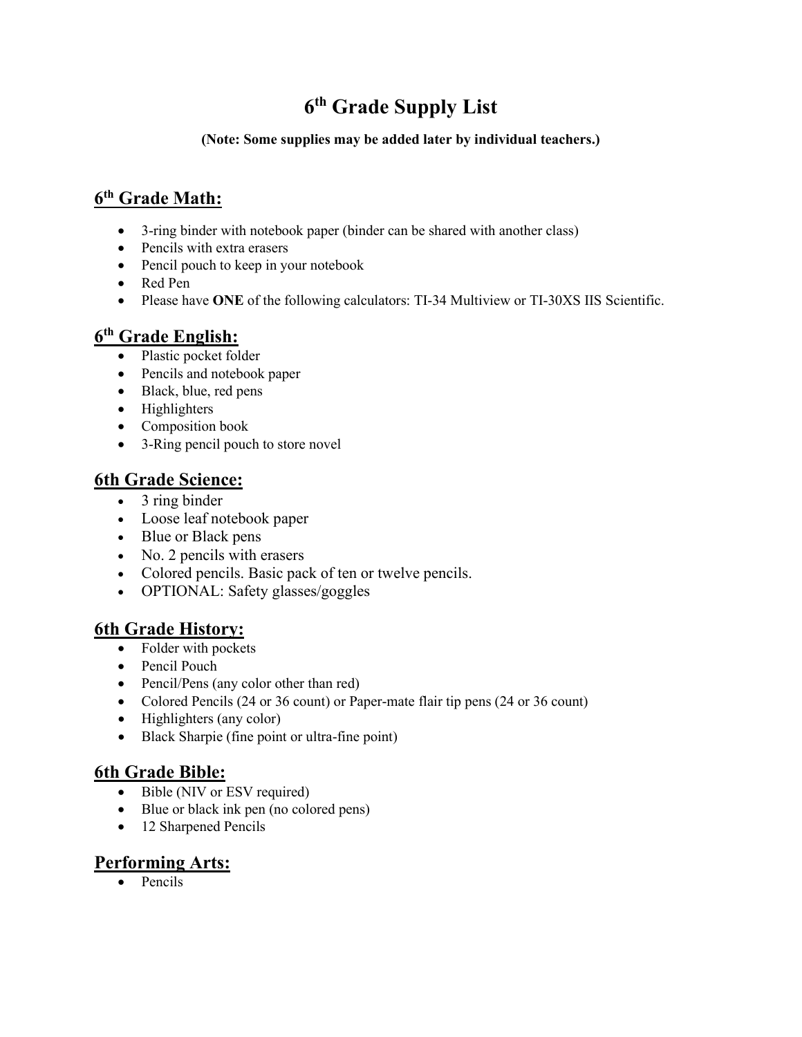# 6th Grade Supply List

**(Note: Some supplies may be added later by individual teachers.)**

## 6th Grade Math:

- 3-ring binder with notebook paper (binder can be shared with another class)
- Pencils with extra erasers
- Pencil pouch to keep in your notebook
- Red Pen
- Please have **ONE** of the following calculators: TI-34 Multiview or TI-30XS IIS Scientific.

## 6th Grade English:

- Plastic pocket folder
- Pencils and notebook paper
- Black, blue, red pens
- Highlighters
- Composition book
- 3-Ring pencil pouch to store novel

## 6th Grade Science:

- 3 ring binder
- Loose leaf notebook paper
- Blue or Black pens
- No. 2 pencils with erasers
- Colored pencils. Basic pack of ten or twelve pencils.
- OPTIONAL: Safety glasses/goggles

## 6th Grade History:

- Folder with pockets
- Pencil Pouch
- Pencil/Pens (any color other than red)
- Colored Pencils (24 or 36 count) or Paper-mate flair tip pens (24 or 36 count)
- Highlighters (any color)
- Black Sharpie (fine point or ultra-fine point)

## 6th Grade Bible:

- Bible (NIV or ESV required)
- Blue or black ink pen (no colored pens)
- 12 Sharpened Pencils

## Performing Arts:

- Pencils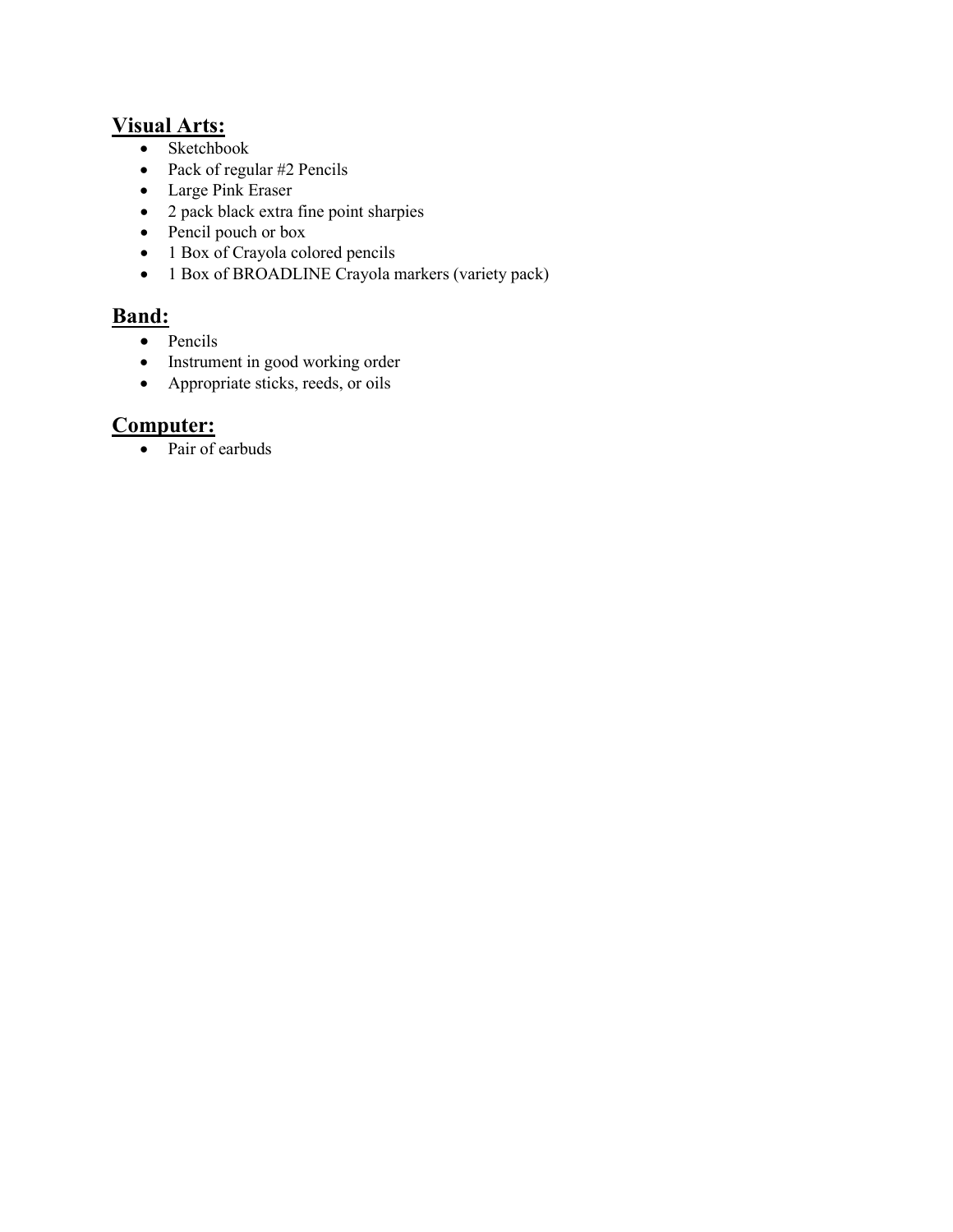## Visual Arts:

- Sketchbook
- Pack of regular #2 Pencils
- Large Pink Eraser
- 2 pack black extra fine point sharpies
- Pencil pouch or box
- 1 Box of Crayola colored pencils
- 1 Box of BROADLINE Crayola markers (variety pack)

## Band:

- Pencils
- Instrument in good working order
- Appropriate sticks, reeds, or oils

## Computer:

- Pair of earbuds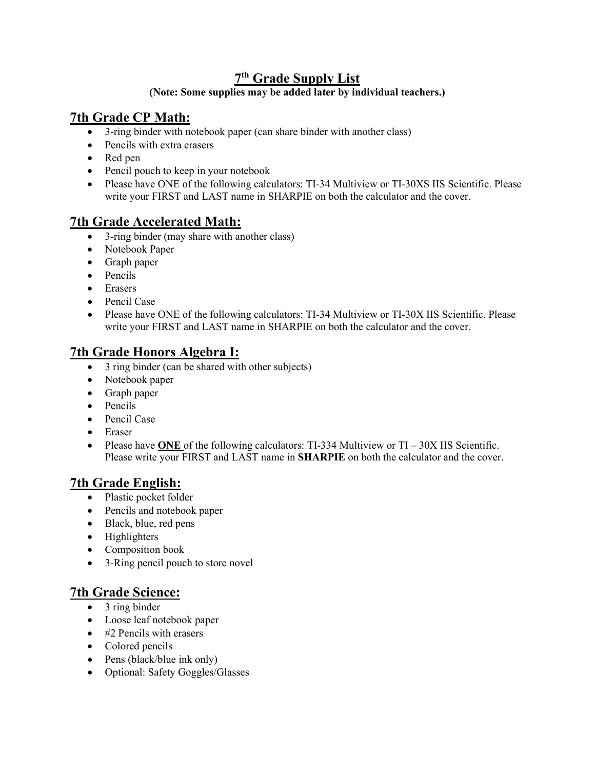# 7th Grade Supply List

**(Note: Some supplies may be added later by individual teachers.)**

## 7th Grade CP Math:

- 3-ring binder with notebook paper (can share binder with another class)
- Pencils with extra erasers
- Red pen
- Pencil pouch to keep in your notebook
- Please have ONE of the following calculators: TI-34 Multiview or TI-30XS IIS Scientific. Please write your FIRST and LAST name in SHARPIE on both the calculator and the cover.

## 7th Grade Accelerated Math:

- 3-ring binder (may share with another class)
- Notebook Paper
- Graph paper
- Pencils
- Erasers
- Pencil Case
- Please have ONE of the following calculators: TI-34 Multiview or TI-30X IIS Scientific. Please write your FIRST and LAST name in SHARPIE on both the calculator and the cover.

## 7th Grade Honors Algebra I:

- 3 ring binder (can be shared with other subjects)
- Notebook paper
- Graph paper
- Pencils
- Pencil Case
- Eraser
- Please have **ONE** of the following calculators: TI-334 Multiview or TI – 30X IIS Scientific. Please write your FIRST and LAST name in **SHARPIE** on both the calculator and the cover.

## 7th Grade English:

- Plastic pocket folder
- Pencils and notebook paper
- Black, blue, red pens
- Highlighters
- Composition book
- 3-Ring pencil pouch to store novel

## 7th Grade Science:

- 3 ring binder
- Loose leaf notebook paper
- #2 Pencils with erasers
- Colored pencils
- Pens (black/blue ink only)
- Optional: Safety Goggles/Glasses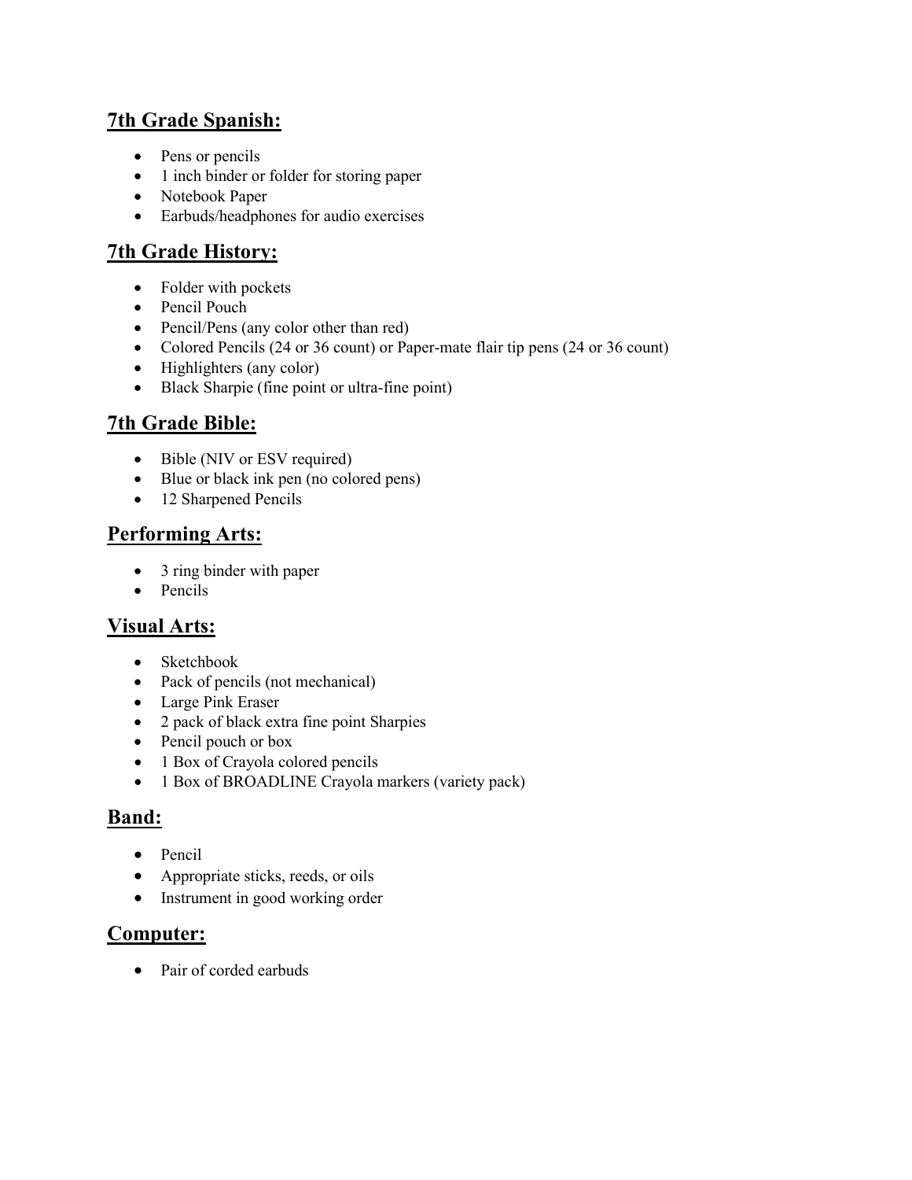## 7th Grade Spanish:

- Pens or pencils
- 1 inch binder or folder for storing paper
- Notebook Paper
- Earbuds/headphones for audio exercises

## 7th Grade History:

- Folder with pockets
- Pencil Pouch
- Pencil/Pens (any color other than red)
- Colored Pencils (24 or 36 count) or Paper-mate flair tip pens (24 or 36 count)
- Highlighters (any color)
- Black Sharpie (fine point or ultra-fine point)

## 7th Grade Bible:

- Bible (NIV or ESV required)
- Blue or black ink pen (no colored pens)
- 12 Sharpened Pencils

## Performing Arts:

- 3 ring binder with paper
- Pencils

## Visual Arts:

- Sketchbook
- Pack of pencils (not mechanical)
- Large Pink Eraser
- 2 pack of black extra fine point Sharpies
- Pencil pouch or box
- 1 Box of Crayola colored pencils
- 1 Box of BROADLINE Crayola markers (variety pack)

## Band:

- Pencil
- Appropriate sticks, reeds, or oils
- Instrument in good working order

## Computer:

- Pair of corded earbuds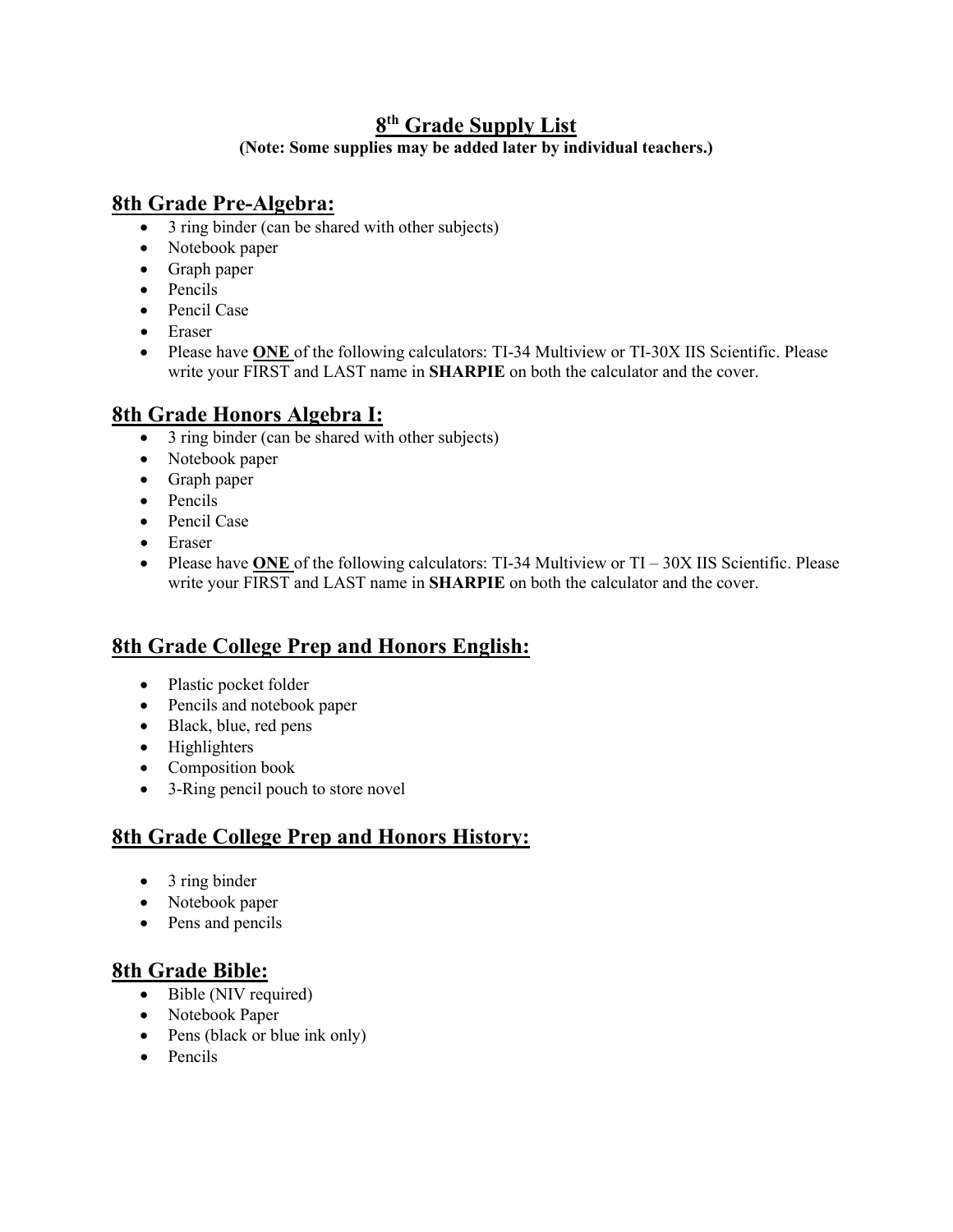# 8th Grade Supply List

**(Note: Some supplies may be added later by individual teachers.)**

## 8th Grade Pre-Algebra:

- 3 ring binder (can be shared with other subjects)
- Notebook paper
- Graph paper
- Pencils
- Pencil Case
- Eraser
- Please have **ONE** of the following calculators: TI-34 Multiview or TI-30X IIS Scientific. Please write your FIRST and LAST name in **SHARPIE** on both the calculator and the cover.

## 8th Grade Honors Algebra I:

- 3 ring binder (can be shared with other subjects)
- Notebook paper
- Graph paper
- Pencils
- Pencil Case
- Eraser
- Please have **ONE** of the following calculators: TI-34 Multiview or TI – 30X IIS Scientific. Please write your FIRST and LAST name in **SHARPIE** on both the calculator and the cover.

## 8th Grade College Prep and Honors English:

- Plastic pocket folder
- Pencils and notebook paper
- Black, blue, red pens
- Highlighters
- Composition book
- 3-Ring pencil pouch to store novel

## 8th Grade College Prep and Honors History:

- 3 ring binder
- Notebook paper
- Pens and pencils

## 8th Grade Bible:

- Bible (NIV required)
- Notebook Paper
- Pens (black or blue ink only)
- Pencils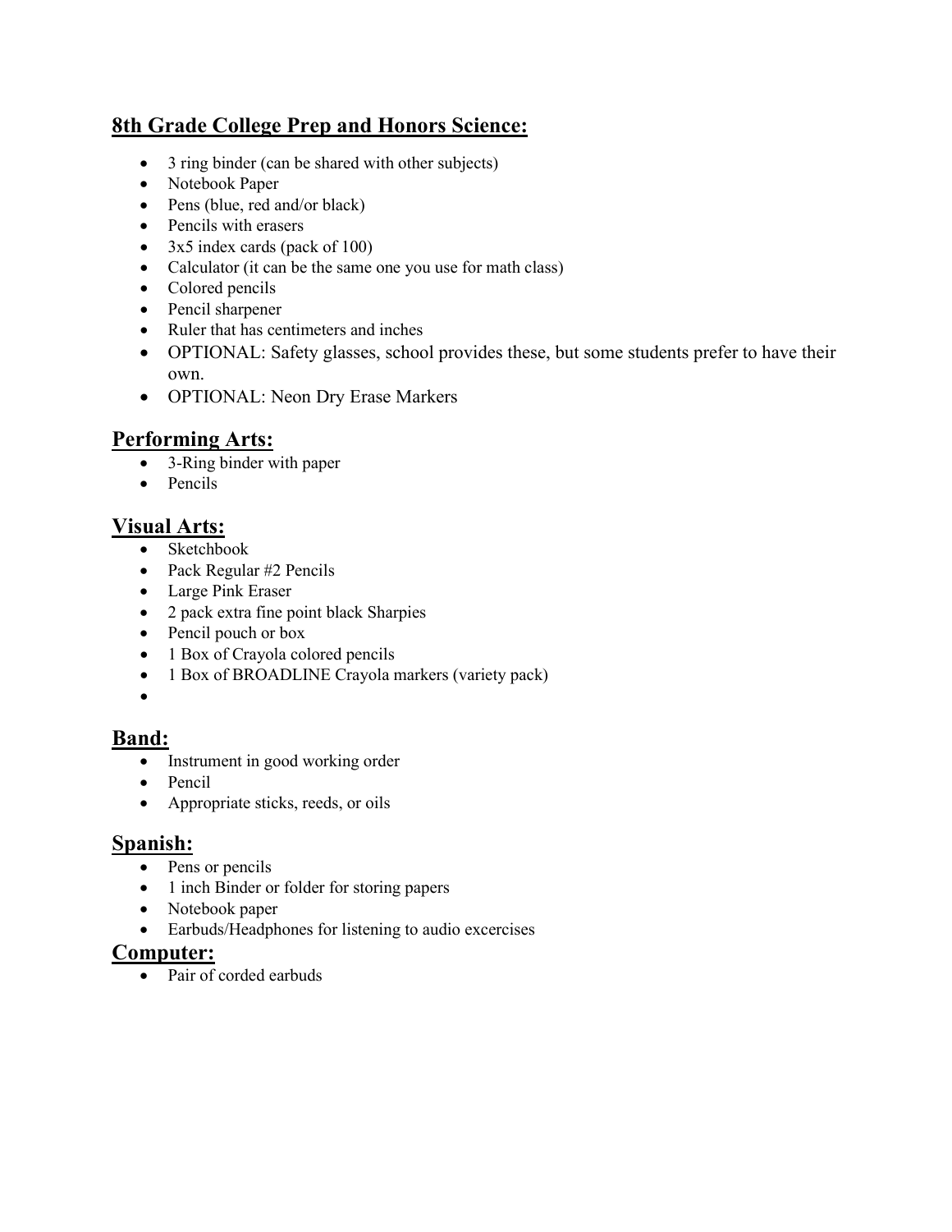## 8th Grade College Prep and Honors Science:

- 3 ring binder (can be shared with other subjects)
- Notebook Paper
- Pens (blue, red and/or black)
- Pencils with erasers
- 3x5 index cards (pack of 100)
- Calculator (it can be the same one you use for math class)
- Colored pencils
- Pencil sharpener
- Ruler that has centimeters and inches
- OPTIONAL: Safety glasses, school provides these, but some students prefer to have their own.
- OPTIONAL: Neon Dry Erase Markers

## Performing Arts:

- 3-Ring binder with paper
- Pencils

## Visual Arts:

- Sketchbook
- Pack Regular #2 Pencils
- Large Pink Eraser
- 2 pack extra fine point black Sharpies
- Pencil pouch or box
- 1 Box of Crayola colored pencils
- 1 Box of BROADLINE Crayola markers (variety pack)

## Band:

- Instrument in good working order
- Pencil
- Appropriate sticks, reeds, or oils

## Spanish:

- Pens or pencils
- 1 inch Binder or folder for storing papers
- Notebook paper
- Earbuds/Headphones for listening to audio excercises

## Computer:

- Pair of corded earbuds